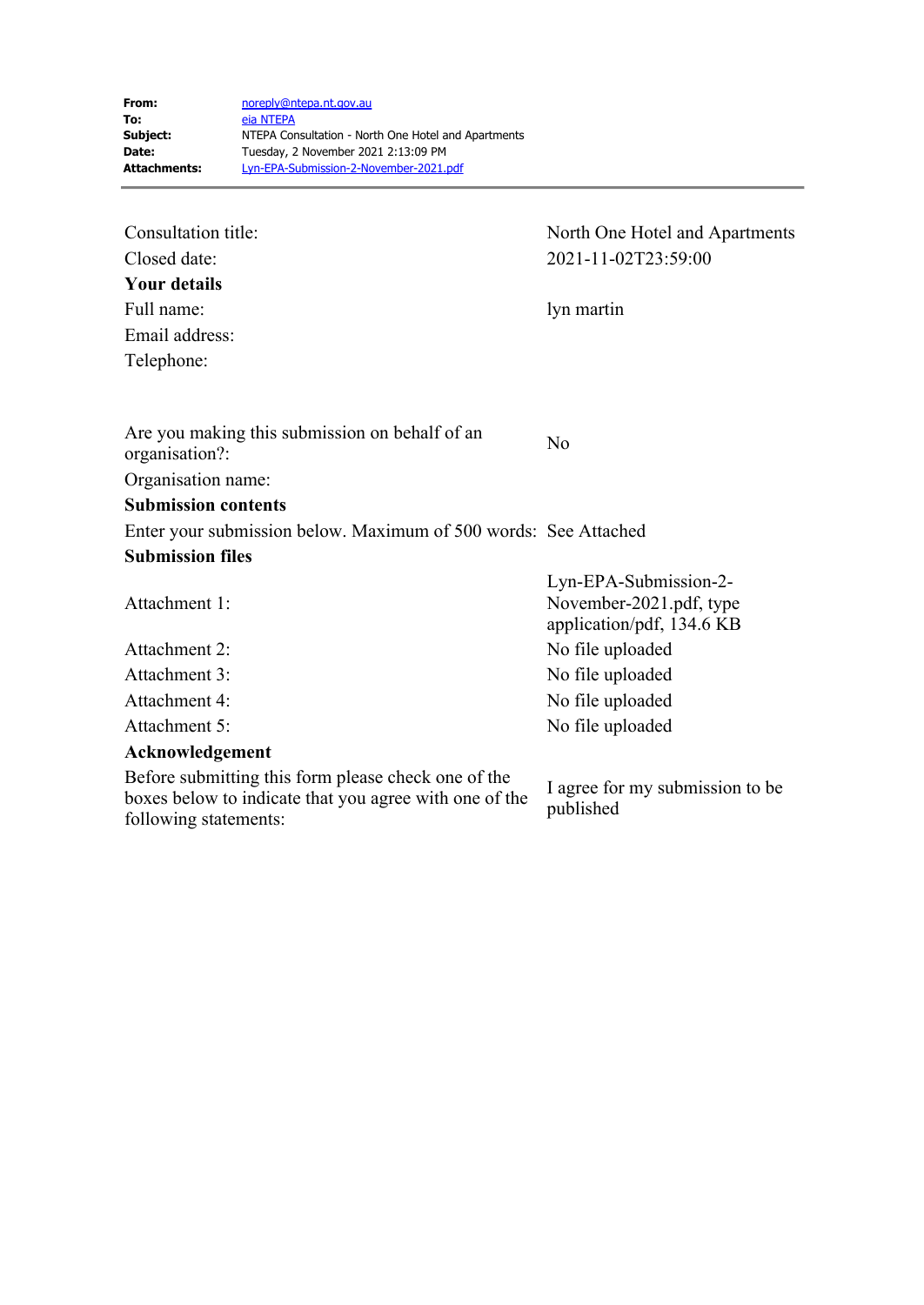| | |
|---|---|
| **From:** | noreply@ntepa.nt.gov.au |
| **To:** | eia NTEPA |
| **Subject:** | NTEPA Consultation - North One Hotel and Apartments |
| **Date:** | Tuesday, 2 November 2021 2:13:09 PM |
| **Attachments:** | Lyn-EPA-Submission-2-November-2021.pdf |

---

| | |
|---|---|
| Consultation title: | North One Hotel and Apartments |
| Closed date: | 2021-11-02T23:59:00 |
| **Your details** | |
| Full name: | lyn martin |
| Email address: | |
| Telephone: | |
| Are you making this submission on behalf of an organisation?: | No |
| Organisation name: | |
| **Submission contents** | |
| Enter your submission below. Maximum of 500 words: | See Attached |
| **Submission files** | |
| Attachment 1: | Lyn-EPA-Submission-2-November-2021.pdf, type application/pdf, 134.6 KB |
| Attachment 2: | No file uploaded |
| Attachment 3: | No file uploaded |
| Attachment 4: | No file uploaded |
| Attachment 5: | No file uploaded |
| **Acknowledgement** | |
| Before submitting this form please check one of the boxes below to indicate that you agree with one of the following statements: | I agree for my submission to be published |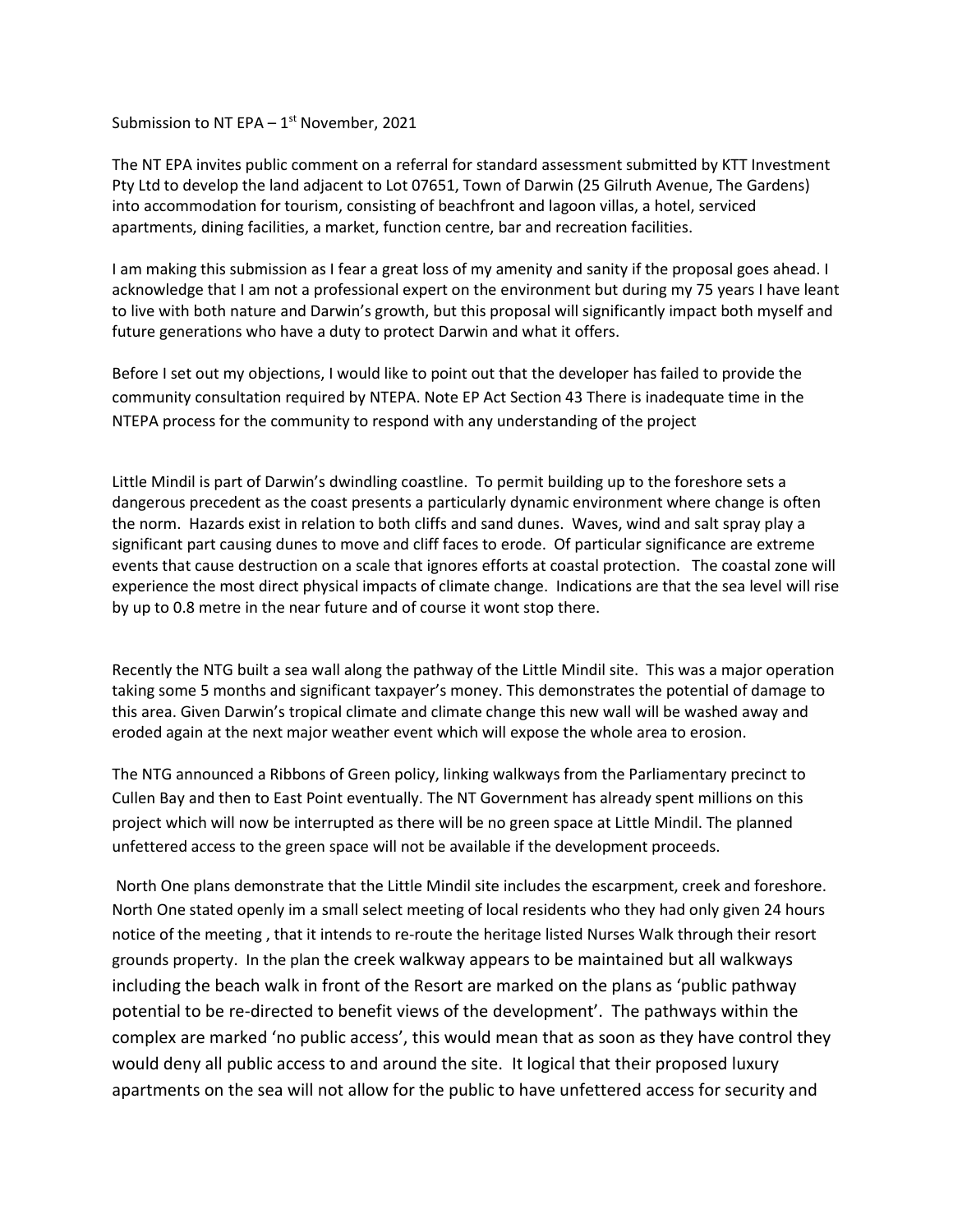Submission to NT EPA – 1st November, 2021

The NT EPA invites public comment on a referral for standard assessment submitted by KTT Investment Pty Ltd to develop the land adjacent to Lot 07651, Town of Darwin (25 Gilruth Avenue, The Gardens) into accommodation for tourism, consisting of beachfront and lagoon villas, a hotel, serviced apartments, dining facilities, a market, function centre, bar and recreation facilities.

I am making this submission as I fear a great loss of my amenity and sanity if the proposal goes ahead. I acknowledge that I am not a professional expert on the environment but during my 75 years I have leant to live with both nature and Darwin's growth, but this proposal will significantly impact both myself and future generations who have a duty to protect Darwin and what it offers.

Before I set out my objections, I would like to point out that the developer has failed to provide the community consultation required by NTEPA. Note EP Act Section 43 There is inadequate time in the NTEPA process for the community to respond with any understanding of the project

Little Mindil is part of Darwin's dwindling coastline. To permit building up to the foreshore sets a dangerous precedent as the coast presents a particularly dynamic environment where change is often the norm. Hazards exist in relation to both cliffs and sand dunes. Waves, wind and salt spray play a significant part causing dunes to move and cliff faces to erode. Of particular significance are extreme events that cause destruction on a scale that ignores efforts at coastal protection. The coastal zone will experience the most direct physical impacts of climate change. Indications are that the sea level will rise by up to 0.8 metre in the near future and of course it wont stop there.

Recently the NTG built a sea wall along the pathway of the Little Mindil site. This was a major operation taking some 5 months and significant taxpayer's money. This demonstrates the potential of damage to this area. Given Darwin's tropical climate and climate change this new wall will be washed away and eroded again at the next major weather event which will expose the whole area to erosion.

The NTG announced a Ribbons of Green policy, linking walkways from the Parliamentary precinct to Cullen Bay and then to East Point eventually. The NT Government has already spent millions on this project which will now be interrupted as there will be no green space at Little Mindil. The planned unfettered access to the green space will not be available if the development proceeds.

North One plans demonstrate that the Little Mindil site includes the escarpment, creek and foreshore. North One stated openly im a small select meeting of local residents who they had only given 24 hours notice of the meeting , that it intends to re-route the heritage listed Nurses Walk through their resort grounds property. In the plan the creek walkway appears to be maintained but all walkways including the beach walk in front of the Resort are marked on the plans as 'public pathway potential to be re-directed to benefit views of the development'. The pathways within the complex are marked 'no public access', this would mean that as soon as they have control they would deny all public access to and around the site. It logical that their proposed luxury apartments on the sea will not allow for the public to have unfettered access for security and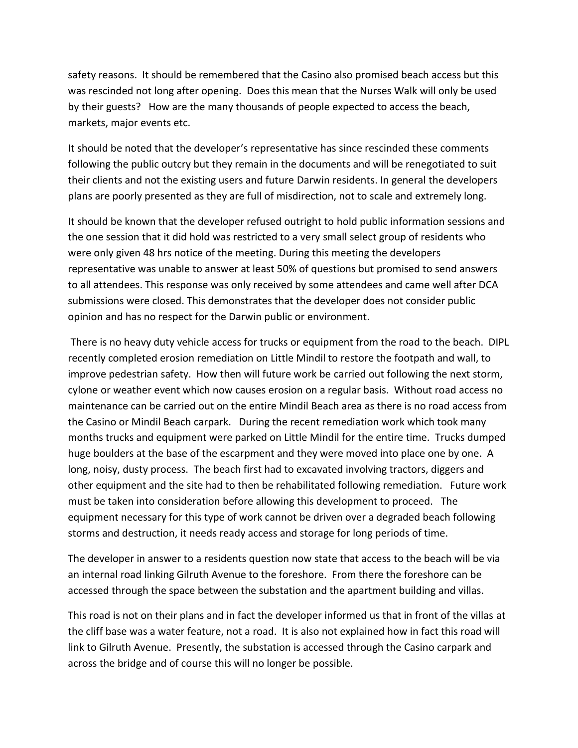safety reasons. It should be remembered that the Casino also promised beach access but this was rescinded not long after opening. Does this mean that the Nurses Walk will only be used by their guests? How are the many thousands of people expected to access the beach, markets, major events etc.

It should be noted that the developer's representative has since rescinded these comments following the public outcry but they remain in the documents and will be renegotiated to suit their clients and not the existing users and future Darwin residents. In general the developers plans are poorly presented as they are full of misdirection, not to scale and extremely long.

It should be known that the developer refused outright to hold public information sessions and the one session that it did hold was restricted to a very small select group of residents who were only given 48 hrs notice of the meeting. During this meeting the developers representative was unable to answer at least 50% of questions but promised to send answers to all attendees. This response was only received by some attendees and came well after DCA submissions were closed. This demonstrates that the developer does not consider public opinion and has no respect for the Darwin public or environment.

There is no heavy duty vehicle access for trucks or equipment from the road to the beach. DIPL recently completed erosion remediation on Little Mindil to restore the footpath and wall, to improve pedestrian safety. How then will future work be carried out following the next storm, cylone or weather event which now causes erosion on a regular basis. Without road access no maintenance can be carried out on the entire Mindil Beach area as there is no road access from the Casino or Mindil Beach carpark. During the recent remediation work which took many months trucks and equipment were parked on Little Mindil for the entire time. Trucks dumped huge boulders at the base of the escarpment and they were moved into place one by one. A long, noisy, dusty process. The beach first had to excavated involving tractors, diggers and other equipment and the site had to then be rehabilitated following remediation. Future work must be taken into consideration before allowing this development to proceed. The equipment necessary for this type of work cannot be driven over a degraded beach following storms and destruction, it needs ready access and storage for long periods of time.

The developer in answer to a residents question now state that access to the beach will be via an internal road linking Gilruth Avenue to the foreshore. From there the foreshore can be accessed through the space between the substation and the apartment building and villas.

This road is not on their plans and in fact the developer informed us that in front of the villas at the cliff base was a water feature, not a road. It is also not explained how in fact this road will link to Gilruth Avenue. Presently, the substation is accessed through the Casino carpark and across the bridge and of course this will no longer be possible.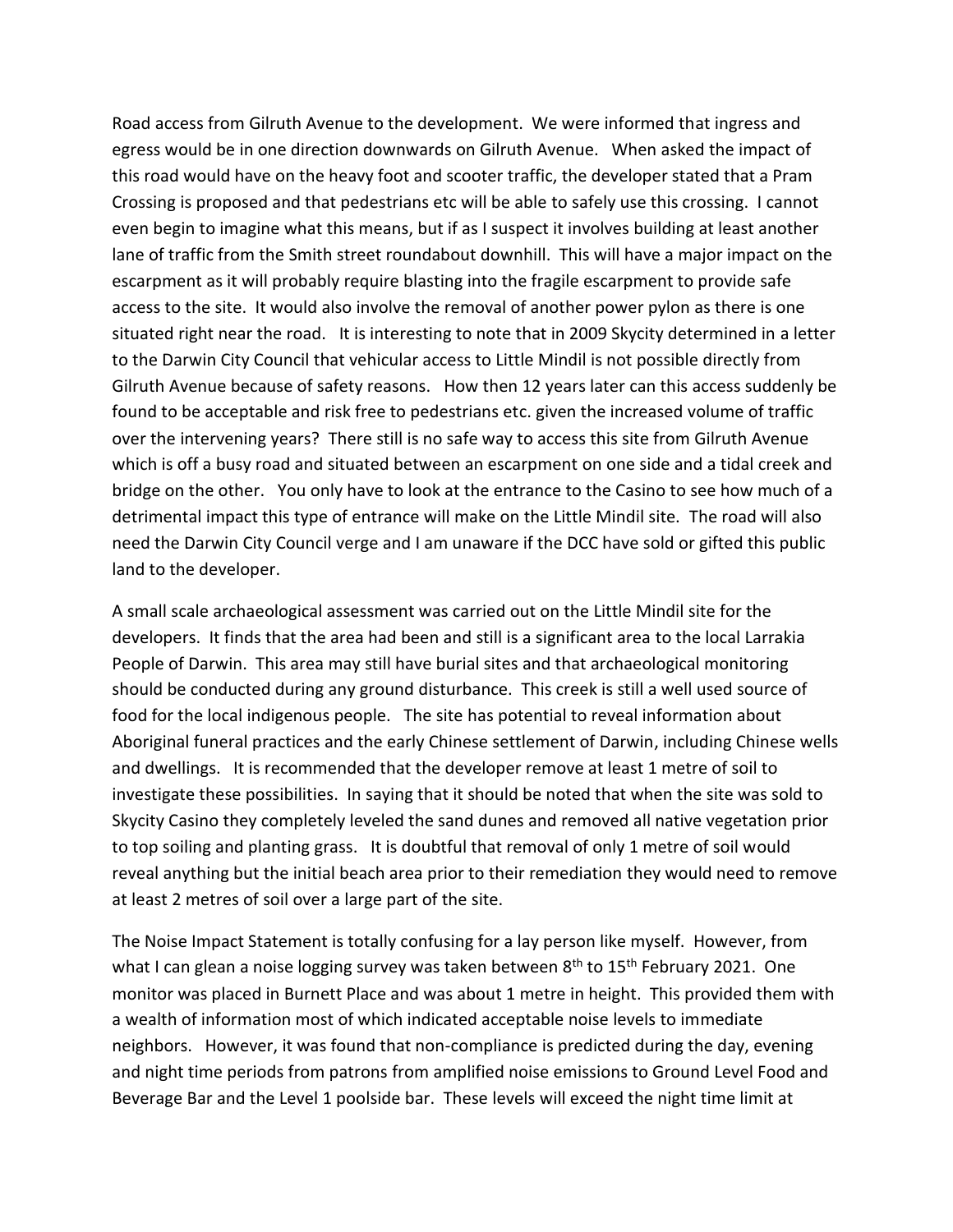Road access from Gilruth Avenue to the development. We were informed that ingress and egress would be in one direction downwards on Gilruth Avenue. When asked the impact of this road would have on the heavy foot and scooter traffic, the developer stated that a Pram Crossing is proposed and that pedestrians etc will be able to safely use this crossing. I cannot even begin to imagine what this means, but if as I suspect it involves building at least another lane of traffic from the Smith street roundabout downhill. This will have a major impact on the escarpment as it will probably require blasting into the fragile escarpment to provide safe access to the site. It would also involve the removal of another power pylon as there is one situated right near the road. It is interesting to note that in 2009 Skycity determined in a letter to the Darwin City Council that vehicular access to Little Mindil is not possible directly from Gilruth Avenue because of safety reasons. How then 12 years later can this access suddenly be found to be acceptable and risk free to pedestrians etc. given the increased volume of traffic over the intervening years? There still is no safe way to access this site from Gilruth Avenue which is off a busy road and situated between an escarpment on one side and a tidal creek and bridge on the other. You only have to look at the entrance to the Casino to see how much of a detrimental impact this type of entrance will make on the Little Mindil site. The road will also need the Darwin City Council verge and I am unaware if the DCC have sold or gifted this public land to the developer.

A small scale archaeological assessment was carried out on the Little Mindil site for the developers. It finds that the area had been and still is a significant area to the local Larrakia People of Darwin. This area may still have burial sites and that archaeological monitoring should be conducted during any ground disturbance. This creek is still a well used source of food for the local indigenous people. The site has potential to reveal information about Aboriginal funeral practices and the early Chinese settlement of Darwin, including Chinese wells and dwellings. It is recommended that the developer remove at least 1 metre of soil to investigate these possibilities. In saying that it should be noted that when the site was sold to Skycity Casino they completely leveled the sand dunes and removed all native vegetation prior to top soiling and planting grass. It is doubtful that removal of only 1 metre of soil would reveal anything but the initial beach area prior to their remediation they would need to remove at least 2 metres of soil over a large part of the site.

The Noise Impact Statement is totally confusing for a lay person like myself. However, from what I can glean a noise logging survey was taken between 8th to 15th February 2021. One monitor was placed in Burnett Place and was about 1 metre in height. This provided them with a wealth of information most of which indicated acceptable noise levels to immediate neighbors. However, it was found that non-compliance is predicted during the day, evening and night time periods from patrons from amplified noise emissions to Ground Level Food and Beverage Bar and the Level 1 poolside bar. These levels will exceed the night time limit at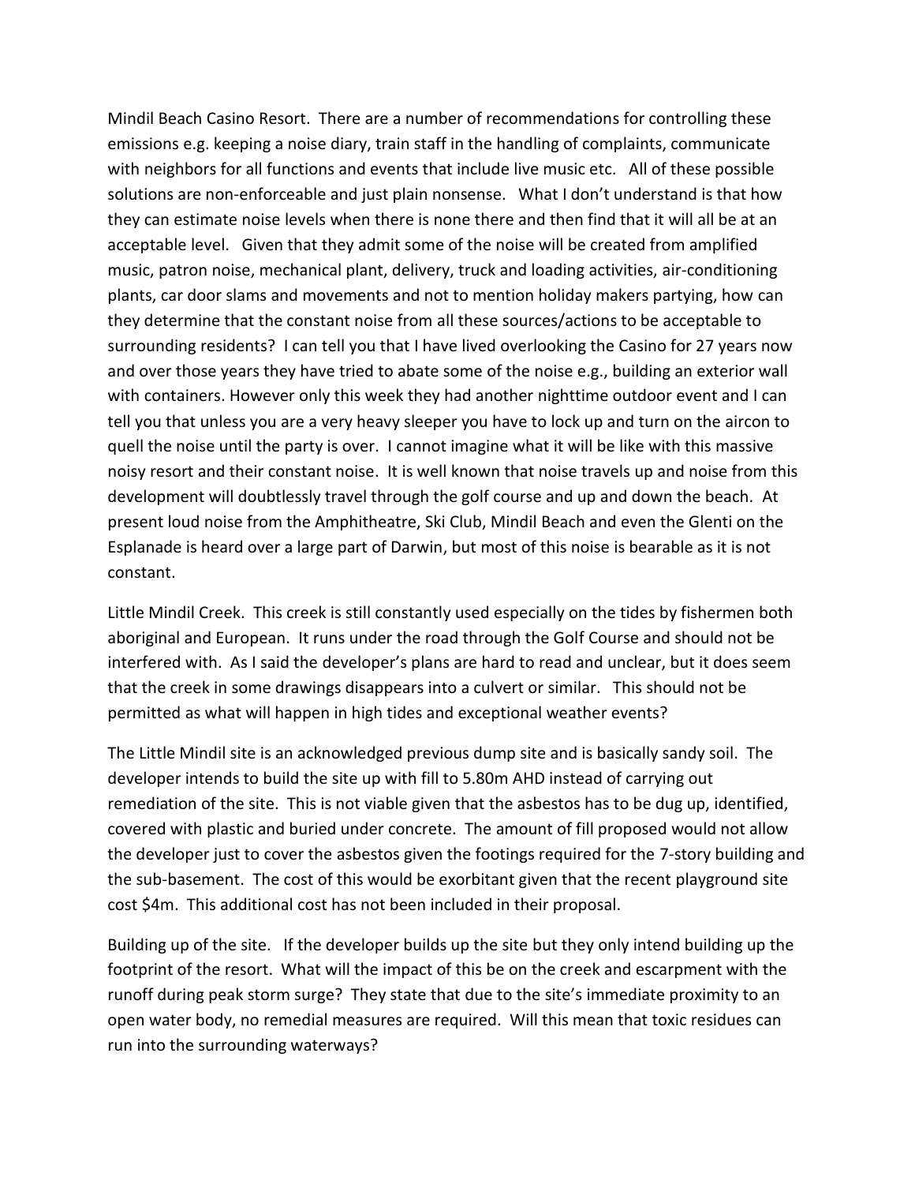Mindil Beach Casino Resort. There are a number of recommendations for controlling these emissions e.g. keeping a noise diary, train staff in the handling of complaints, communicate with neighbors for all functions and events that include live music etc. All of these possible solutions are non-enforceable and just plain nonsense. What I don't understand is that how they can estimate noise levels when there is none there and then find that it will all be at an acceptable level. Given that they admit some of the noise will be created from amplified music, patron noise, mechanical plant, delivery, truck and loading activities, air-conditioning plants, car door slams and movements and not to mention holiday makers partying, how can they determine that the constant noise from all these sources/actions to be acceptable to surrounding residents? I can tell you that I have lived overlooking the Casino for 27 years now and over those years they have tried to abate some of the noise e.g., building an exterior wall with containers. However only this week they had another nighttime outdoor event and I can tell you that unless you are a very heavy sleeper you have to lock up and turn on the aircon to quell the noise until the party is over. I cannot imagine what it will be like with this massive noisy resort and their constant noise. It is well known that noise travels up and noise from this development will doubtlessly travel through the golf course and up and down the beach. At present loud noise from the Amphitheatre, Ski Club, Mindil Beach and even the Glenti on the Esplanade is heard over a large part of Darwin, but most of this noise is bearable as it is not constant.

Little Mindil Creek. This creek is still constantly used especially on the tides by fishermen both aboriginal and European. It runs under the road through the Golf Course and should not be interfered with. As I said the developer's plans are hard to read and unclear, but it does seem that the creek in some drawings disappears into a culvert or similar. This should not be permitted as what will happen in high tides and exceptional weather events?

The Little Mindil site is an acknowledged previous dump site and is basically sandy soil. The developer intends to build the site up with fill to 5.80m AHD instead of carrying out remediation of the site. This is not viable given that the asbestos has to be dug up, identified, covered with plastic and buried under concrete. The amount of fill proposed would not allow the developer just to cover the asbestos given the footings required for the 7-story building and the sub-basement. The cost of this would be exorbitant given that the recent playground site cost $4m. This additional cost has not been included in their proposal.

Building up of the site. If the developer builds up the site but they only intend building up the footprint of the resort. What will the impact of this be on the creek and escarpment with the runoff during peak storm surge? They state that due to the site's immediate proximity to an open water body, no remedial measures are required. Will this mean that toxic residues can run into the surrounding waterways?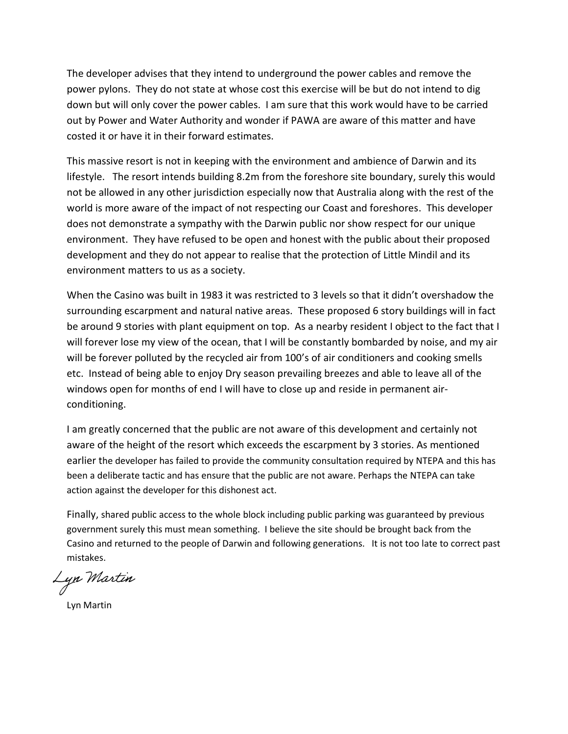The developer advises that they intend to underground the power cables and remove the power pylons. They do not state at whose cost this exercise will be but do not intend to dig down but will only cover the power cables. I am sure that this work would have to be carried out by Power and Water Authority and wonder if PAWA are aware of this matter and have costed it or have it in their forward estimates.

This massive resort is not in keeping with the environment and ambience of Darwin and its lifestyle. The resort intends building 8.2m from the foreshore site boundary, surely this would not be allowed in any other jurisdiction especially now that Australia along with the rest of the world is more aware of the impact of not respecting our Coast and foreshores. This developer does not demonstrate a sympathy with the Darwin public nor show respect for our unique environment. They have refused to be open and honest with the public about their proposed development and they do not appear to realise that the protection of Little Mindil and its environment matters to us as a society.

When the Casino was built in 1983 it was restricted to 3 levels so that it didn't overshadow the surrounding escarpment and natural native areas. These proposed 6 story buildings will in fact be around 9 stories with plant equipment on top. As a nearby resident I object to the fact that I will forever lose my view of the ocean, that I will be constantly bombarded by noise, and my air will be forever polluted by the recycled air from 100's of air conditioners and cooking smells etc. Instead of being able to enjoy Dry season prevailing breezes and able to leave all of the windows open for months of end I will have to close up and reside in permanent air-conditioning.

I am greatly concerned that the public are not aware of this development and certainly not aware of the height of the resort which exceeds the escarpment by 3 stories. As mentioned earlier the developer has failed to provide the community consultation required by NTEPA and this has been a deliberate tactic and has ensure that the public are not aware. Perhaps the NTEPA can take action against the developer for this dishonest act.

Finally, shared public access to the whole block including public parking was guaranteed by previous government surely this must mean something. I believe the site should be brought back from the Casino and returned to the people of Darwin and following generations. It is not too late to correct past mistakes.

*Lyn Martin*

Lyn Martin